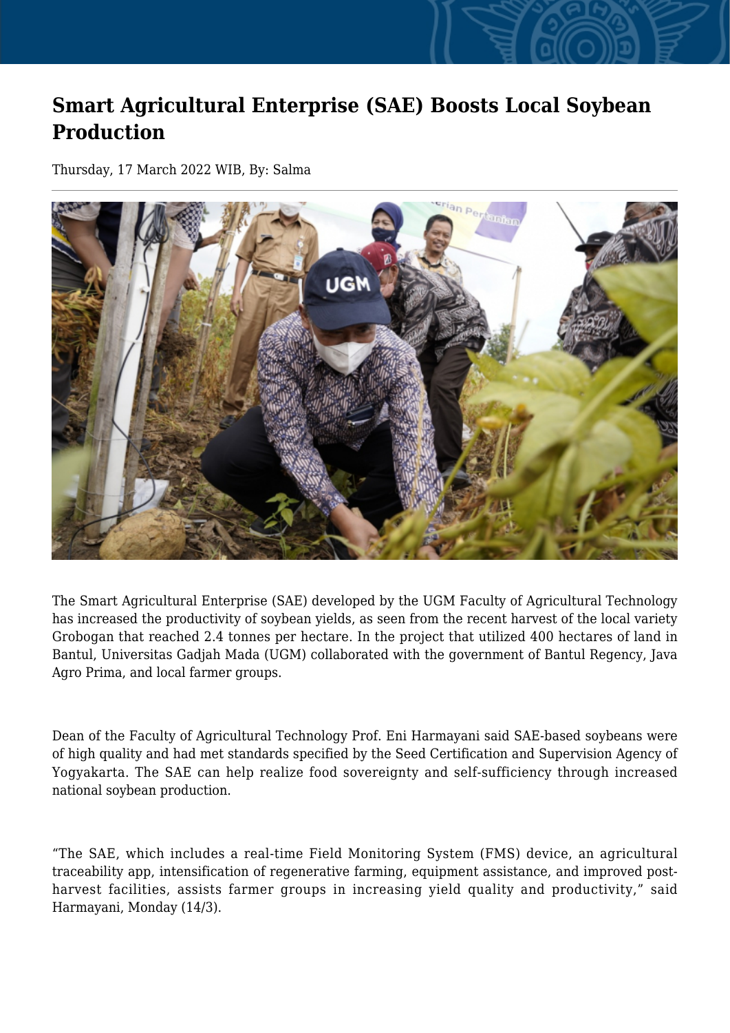# Smart Agricultural Enterprise (SAE) Boosts Local Soybean Production

Thursday, 17 March 2022 WIB, By: Salma

The Smart Agricultural Enterprise (SAE) developed by the UGM Faculty of Agricultural Technology has increased the productivity of soybean yields, as seen from the recent harvest of the local variety Grobogan that reached 2.4 tonnes per hectare. In the project that utilized 400 hectares of land in Bantul, Universitas Gadjah Mada (UGM) collaborated with the government of Bantul Regency, Java Agro Prima, and local farmer groups.

Dean of the Faculty of Agricultural Technology Prof. Eni Harmayani said SAE-based soybeans were of high quality and had met standards specified by the Seed Certification and Supervision Agency of Yogyakarta. The SAE can help realize food sovereignty and self-sufficiency through increased national soybean production.

"The SAE, which includes a real-time Field Monitoring System (FMS) device, an agricultural traceability app, intensification of regenerative farming, equipment assistance, and improved post-harvest facilities, assists farmer groups in increasing yield quality and productivity," said Harmayani, Monday (14/3).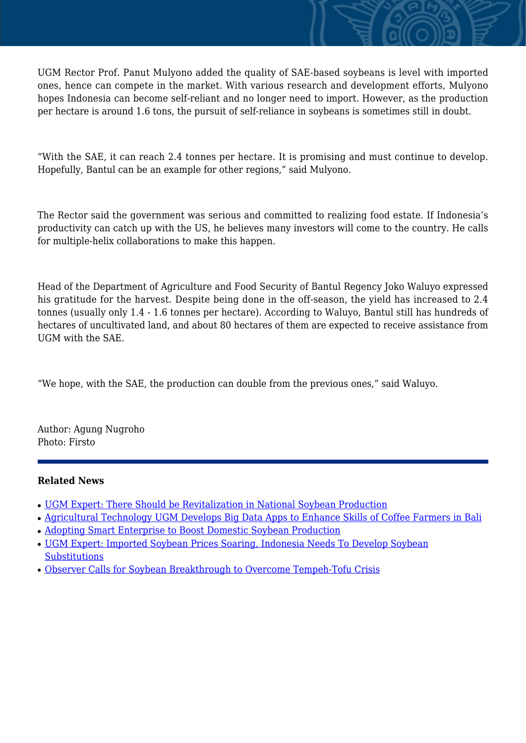UGM Rector Prof. Panut Mulyono added the quality of SAE-based soybeans is level with imported ones, hence can compete in the market. With various research and development efforts, Mulyono hopes Indonesia can become self-reliant and no longer need to import. However, as the production per hectare is around 1.6 tons, the pursuit of self-reliance in soybeans is sometimes still in doubt.

“With the SAE, it can reach 2.4 tonnes per hectare. It is promising and must continue to develop. Hopefully, Bantul can be an example for other regions,” said Mulyono.

The Rector said the government was serious and committed to realizing food estate. If Indonesia’s productivity can catch up with the US, he believes many investors will come to the country. He calls for multiple-helix collaborations to make this happen.

Head of the Department of Agriculture and Food Security of Bantul Regency Joko Waluyo expressed his gratitude for the harvest. Despite being done in the off-season, the yield has increased to 2.4 tonnes (usually only 1.4 - 1.6 tonnes per hectare). According to Waluyo, Bantul still has hundreds of hectares of uncultivated land, and about 80 hectares of them are expected to receive assistance from UGM with the SAE.

“We hope, with the SAE, the production can double from the previous ones,” said Waluyo.

Author: Agung Nugroho
Photo: Firsto

---

**Related News**

- UGM Expert: There Should be Revitalization in National Soybean Production
- Agricultural Technology UGM Develops Big Data Apps to Enhance Skills of Coffee Farmers in Bali
- Adopting Smart Enterprise to Boost Domestic Soybean Production
- UGM Expert: Imported Soybean Prices Soaring, Indonesia Needs To Develop Soybean Substitutions
- Observer Calls for Soybean Breakthrough to Overcome Tempeh-Tofu Crisis